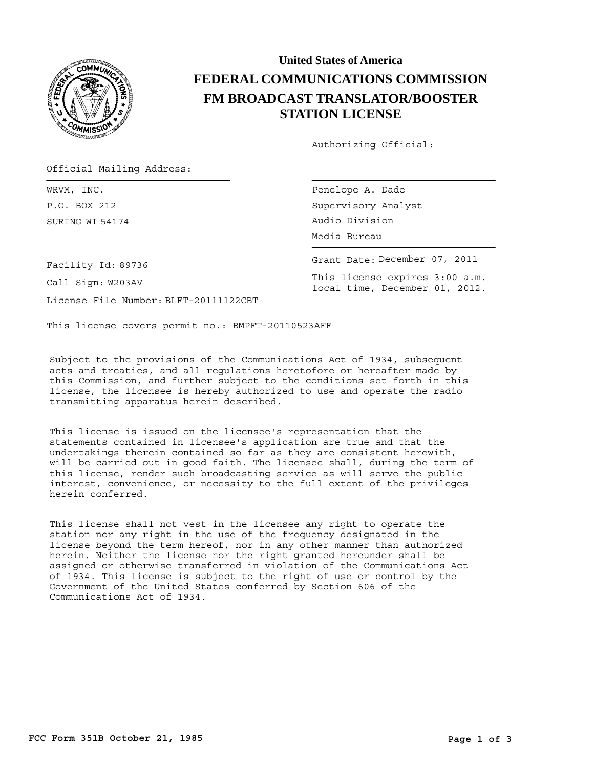**United States of America**

# FEDERAL COMMUNICATIONS COMMISSION

## FM BROADCAST TRANSLATOR/BOOSTER STATION LICENSE

Authorizing Official:

Official Mailing Address:

WRVM, INC.
P.O. BOX 212
SURING WI 54174

Penelope A. Dade
Supervisory Analyst
Audio Division
Media Bureau

Facility Id: 89736

Call Sign: W203AV

License File Number: BLFT-20111122CBT

Grant Date: December 07, 2011

This license expires 3:00 a.m. local time, December 01, 2012.

This license covers permit no.: BMPFT-20110523AFF

Subject to the provisions of the Communications Act of 1934, subsequent acts and treaties, and all regulations heretofore or hereafter made by this Commission, and further subject to the conditions set forth in this license, the licensee is hereby authorized to use and operate the radio transmitting apparatus herein described.

This license is issued on the licensee's representation that the statements contained in licensee's application are true and that the undertakings therein contained so far as they are consistent herewith, will be carried out in good faith. The licensee shall, during the term of this license, render such broadcasting service as will serve the public interest, convenience, or necessity to the full extent of the privileges herein conferred.

This license shall not vest in the licensee any right to operate the station nor any right in the use of the frequency designated in the license beyond the term hereof, nor in any other manner than authorized herein. Neither the license nor the right granted hereunder shall be assigned or otherwise transferred in violation of the Communications Act of 1934. This license is subject to the right of use or control by the Government of the United States conferred by Section 606 of the Communications Act of 1934.

**FCC Form 351B October 21, 1985**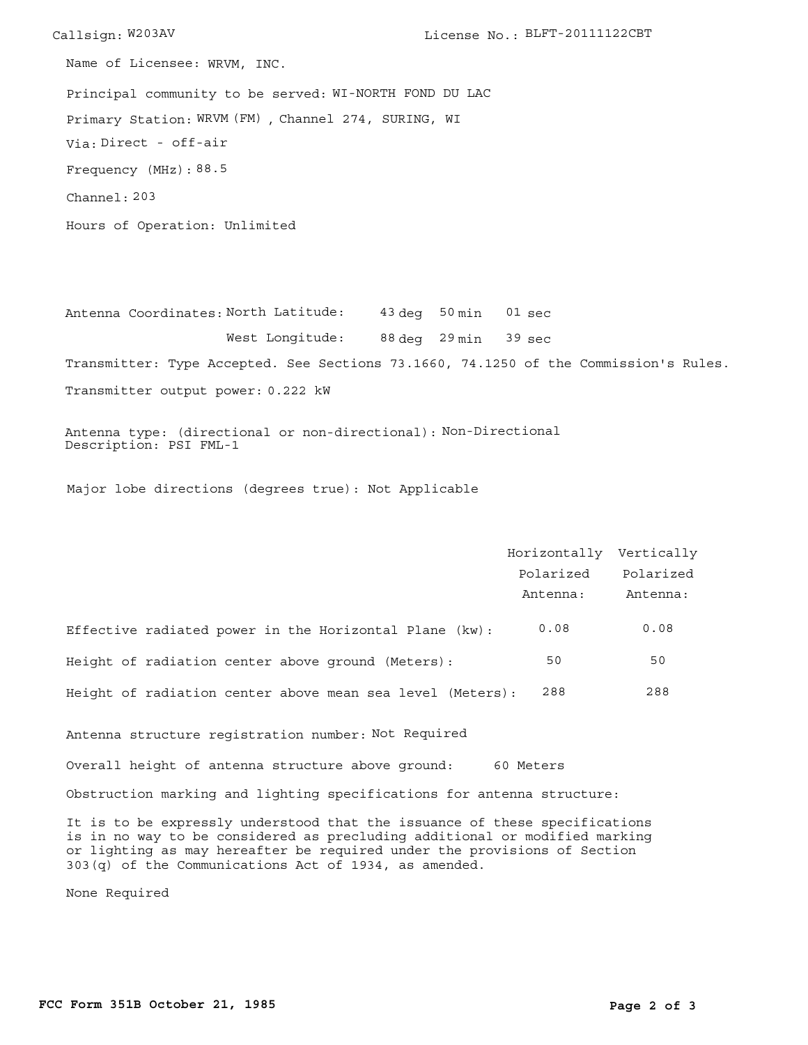Callsign: W203AV

License No.: BLFT-20111122CBT

Name of Licensee: WRVM, INC.

Principal community to be served: WI-NORTH FOND DU LAC

Primary Station: WRVM (FM) , Channel 274, SURING, WI

Via: Direct - off-air

Frequency (MHz): 88.5

Channel: 203

Hours of Operation: Unlimited

Antenna Coordinates: North Latitude: 43 deg 50 min 01 sec

West Longitude: 88 deg 29 min 39 sec

Transmitter: Type Accepted. See Sections 73.1660, 74.1250 of the Commission's Rules.

Transmitter output power: 0.222 kW

Antenna type: (directional or non-directional): Non-Directional
Description: PSI FML-1

Major lobe directions (degrees true): Not Applicable

| | Horizontally Polarized Antenna: | Vertically Polarized Antenna: |
|---|---|---|
| Effective radiated power in the Horizontal Plane (kw): | 0.08 | 0.08 |
| Height of radiation center above ground (Meters): | 50 | 50 |
| Height of radiation center above mean sea level (Meters): | 288 | 288 |

Antenna structure registration number: Not Required

Overall height of antenna structure above ground: 60 Meters

Obstruction marking and lighting specifications for antenna structure:

It is to be expressly understood that the issuance of these specifications is in no way to be considered as precluding additional or modified marking or lighting as may hereafter be required under the provisions of Section 303(q) of the Communications Act of 1934, as amended.

None Required

**FCC Form 351B October 21, 1985**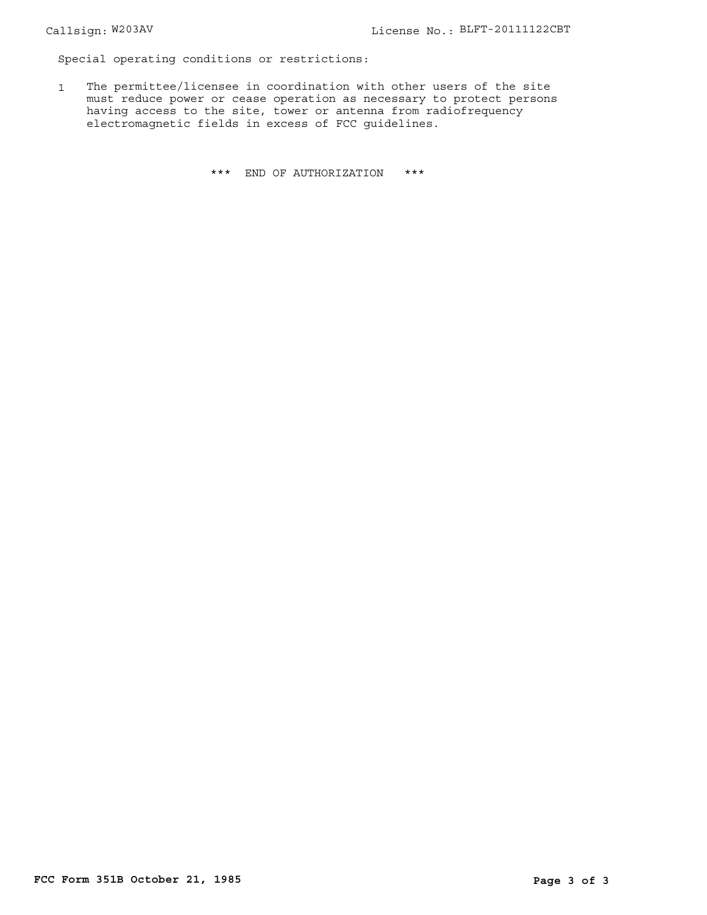Callsign: W203AV License No.: BLFT-20111122CBT

Special operating conditions or restrictions:

1. The permittee/licensee in coordination with other users of the site must reduce power or cease operation as necessary to protect persons having access to the site, tower or antenna from radiofrequency electromagnetic fields in excess of FCC guidelines.

*** END OF AUTHORIZATION ***

**FCC Form 351B October 21, 1985**